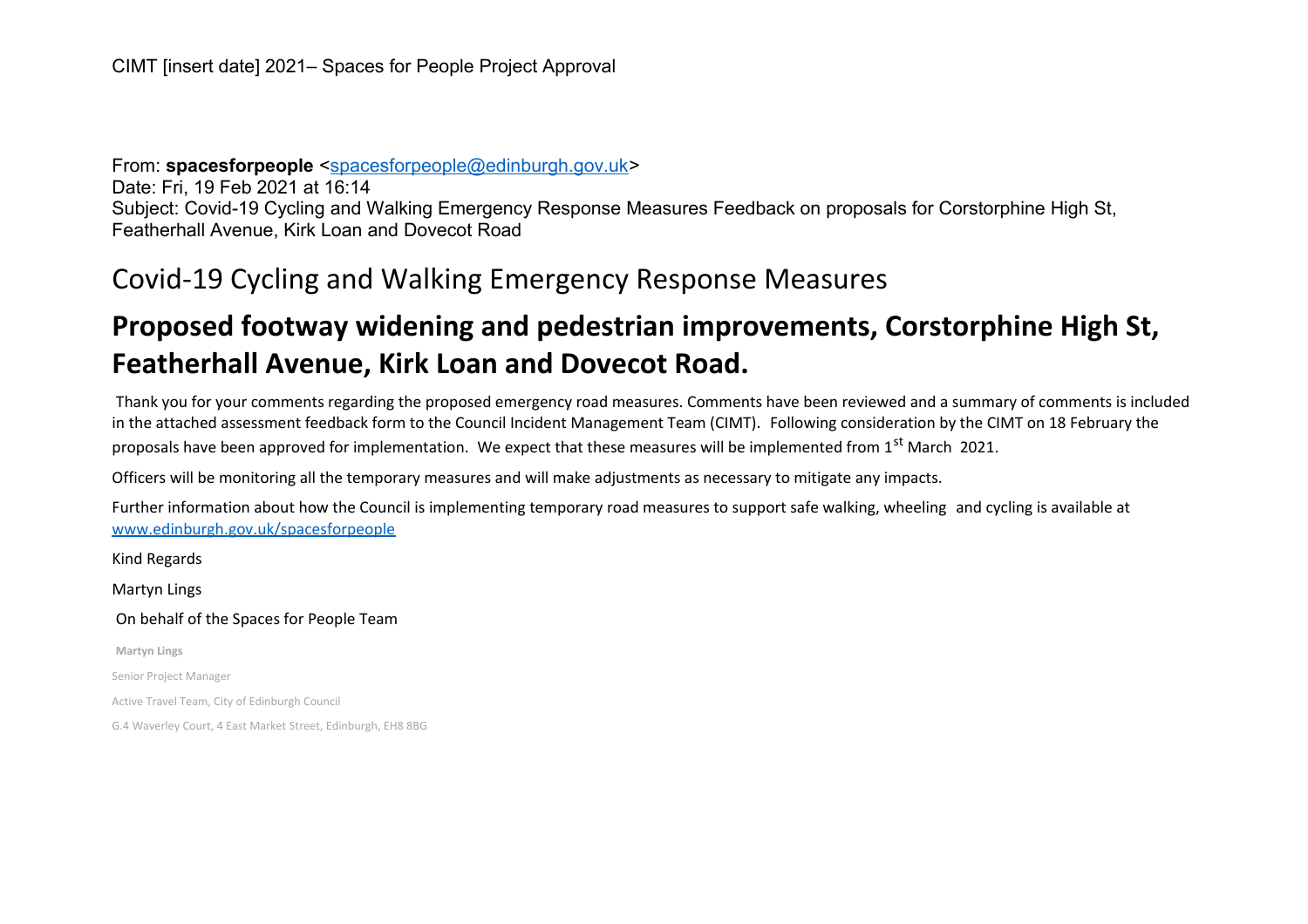CIMT [insert date] 2021– Spaces for People Project Approval

From: **spacesforpeople** <spacesforpeople@edinburgh.gov.uk>
Date: Fri, 19 Feb 2021 at 16:14
Subject: Covid-19 Cycling and Walking Emergency Response Measures Feedback on proposals for Corstorphine High St, Featherhall Avenue, Kirk Loan and Dovecot Road

# Covid-19 Cycling and Walking Emergency Response Measures

## Proposed footway widening and pedestrian improvements, Corstorphine High St, Featherhall Avenue, Kirk Loan and Dovecot Road.

Thank you for your comments regarding the proposed emergency road measures. Comments have been reviewed and a summary of comments is included in the attached assessment feedback form to the Council Incident Management Team (CIMT). Following consideration by the CIMT on 18 February the proposals have been approved for implementation. We expect that these measures will be implemented from 1st March 2021.

Officers will be monitoring all the temporary measures and will make adjustments as necessary to mitigate any impacts.

Further information about how the Council is implementing temporary road measures to support safe walking, wheeling and cycling is available at www.edinburgh.gov.uk/spacesforpeople

Kind Regards

Martyn Lings

On behalf of the Spaces for People Team

**Martyn Lings**

Senior Project Manager

Active Travel Team, City of Edinburgh Council

G.4 Waverley Court, 4 East Market Street, Edinburgh, EH8 8BG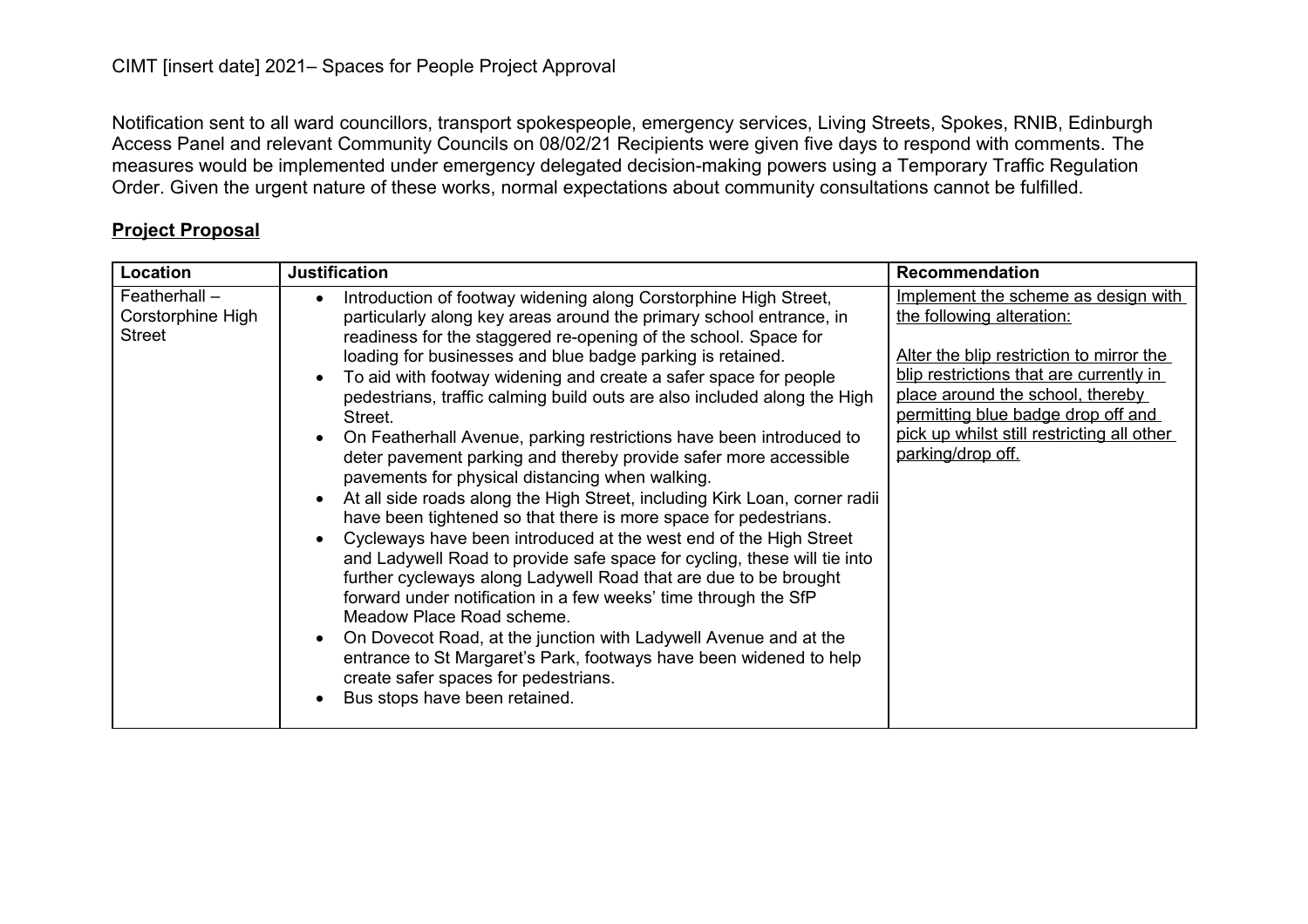CIMT [insert date] 2021– Spaces for People Project Approval

Notification sent to all ward councillors, transport spokespeople, emergency services, Living Streets, Spokes, RNIB, Edinburgh Access Panel and relevant Community Councils on 08/02/21 Recipients were given five days to respond with comments. The measures would be implemented under emergency delegated decision-making powers using a Temporary Traffic Regulation Order. Given the urgent nature of these works, normal expectations about community consultations cannot be fulfilled.

## **Project Proposal**

| **Location** | **Justification** | **Recommendation** |
|---|---|---|
| Featherhall – Corstorphine High Street | • Introduction of footway widening along Corstorphine High Street, particularly along key areas around the primary school entrance, in readiness for the staggered re-opening of the school. Space for loading for businesses and blue badge parking is retained.<br>• To aid with footway widening and create a safer space for people pedestrians, traffic calming build outs are also included along the High Street.<br>• On Featherhall Avenue, parking restrictions have been introduced to deter pavement parking and thereby provide safer more accessible pavements for physical distancing when walking.<br>• At all side roads along the High Street, including Kirk Loan, corner radii have been tightened so that there is more space for pedestrians.<br>• Cycleways have been introduced at the west end of the High Street and Ladywell Road to provide safe space for cycling, these will tie into further cycleways along Ladywell Road that are due to be brought forward under notification in a few weeks' time through the SfP Meadow Place Road scheme.<br>• On Dovecot Road, at the junction with Ladywell Avenue and at the entrance to St Margaret's Park, footways have been widened to help create safer spaces for pedestrians.<br>• Bus stops have been retained. | <u>Implement the scheme as design with the following alteration:</u><br><br><u>Alter the blip restriction to mirror the blip restrictions that are currently in place around the school, thereby permitting blue badge drop off and pick up whilst still restricting all other parking/drop off.</u> |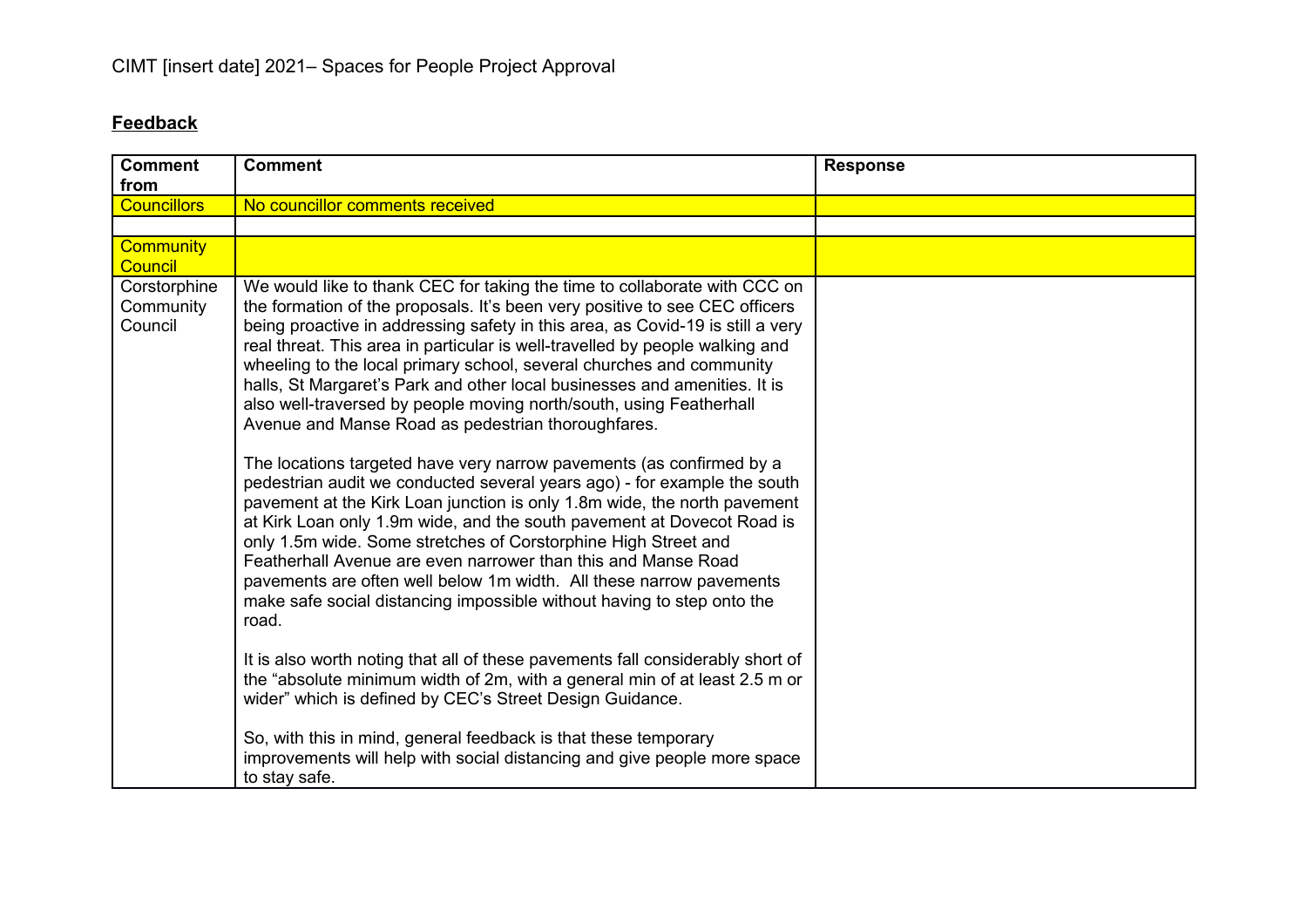CIMT [insert date] 2021– Spaces for People Project Approval

**Feedback**

| Comment from | Comment | Response |
|---|---|---|
| Councillors | No councillor comments received | |
| | | |
| Community Council | | |
| Corstorphine Community Council | We would like to thank CEC for taking the time to collaborate with CCC on the formation of the proposals. It's been very positive to see CEC officers being proactive in addressing safety in this area, as Covid-19 is still a very real threat. This area in particular is well-travelled by people walking and wheeling to the local primary school, several churches and community halls, St Margaret's Park and other local businesses and amenities. It is also well-traversed by people moving north/south, using Featherhall Avenue and Manse Road as pedestrian thoroughfares.<br><br>The locations targeted have very narrow pavements (as confirmed by a pedestrian audit we conducted several years ago) - for example the south pavement at the Kirk Loan junction is only 1.8m wide, the north pavement at Kirk Loan only 1.9m wide, and the south pavement at Dovecot Road is only 1.5m wide. Some stretches of Corstorphine High Street and Featherhall Avenue are even narrower than this and Manse Road pavements are often well below 1m width. All these narrow pavements make safe social distancing impossible without having to step onto the road.<br><br>It is also worth noting that all of these pavements fall considerably short of the "absolute minimum width of 2m, with a general min of at least 2.5 m or wider" which is defined by CEC's Street Design Guidance.<br><br>So, with this in mind, general feedback is that these temporary improvements will help with social distancing and give people more space to stay safe. | |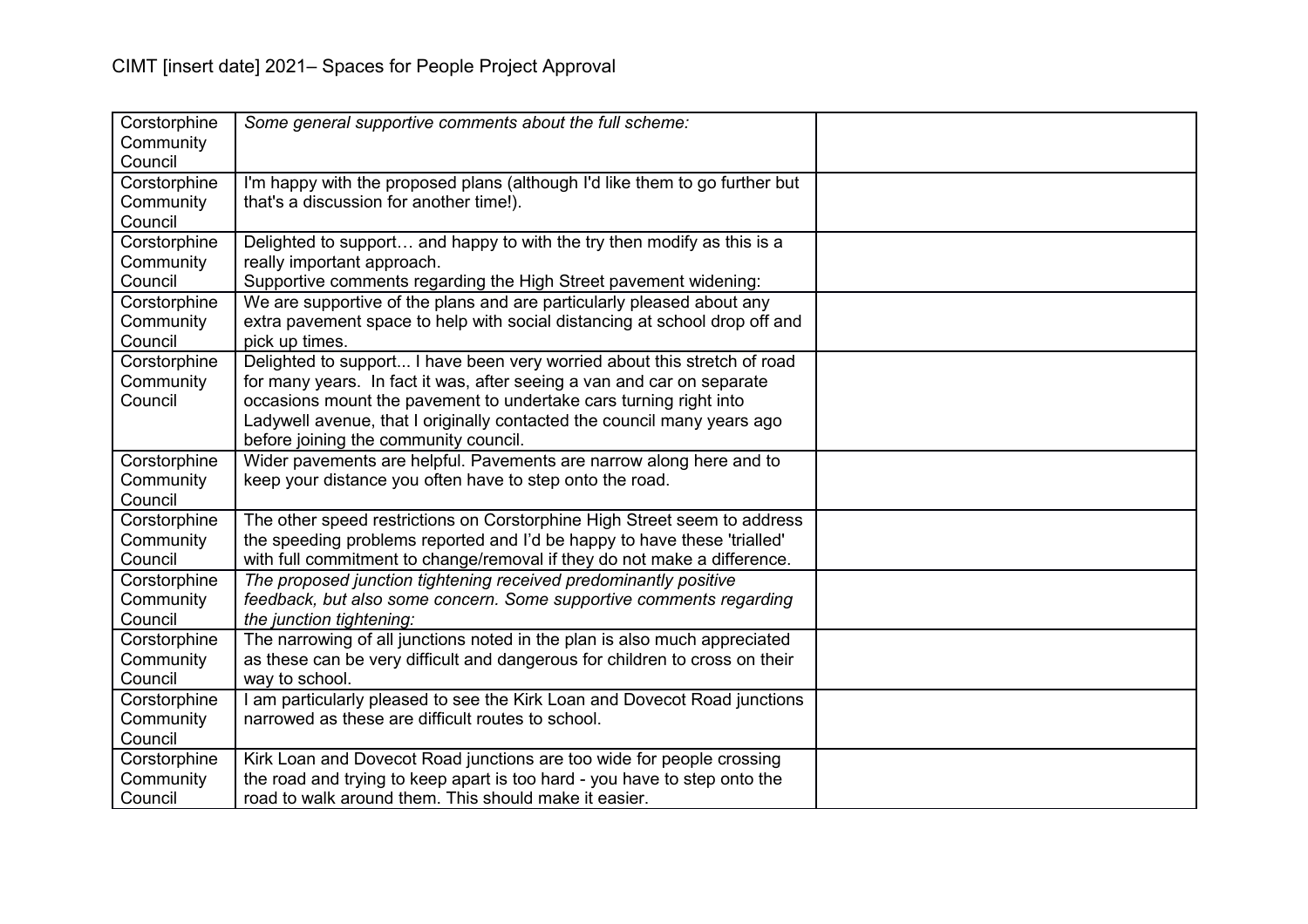| Corstorphine Community Council | *Some general supportive comments about the full scheme:* | |
|---|---|---|
| Corstorphine Community Council | I'm happy with the proposed plans (although I'd like them to go further but that's a discussion for another time!). | |
| Corstorphine Community Council | Delighted to support… and happy to with the try then modify as this is a really important approach.<br>Supportive comments regarding the High Street pavement widening: | |
| Corstorphine Community Council | We are supportive of the plans and are particularly pleased about any extra pavement space to help with social distancing at school drop off and pick up times. | |
| Corstorphine Community Council | Delighted to support... I have been very worried about this stretch of road for many years. In fact it was, after seeing a van and car on separate occasions mount the pavement to undertake cars turning right into Ladywell avenue, that I originally contacted the council many years ago before joining the community council. | |
| Corstorphine Community Council | Wider pavements are helpful. Pavements are narrow along here and to keep your distance you often have to step onto the road. | |
| Corstorphine Community Council | The other speed restrictions on Corstorphine High Street seem to address the speeding problems reported and I'd be happy to have these 'trialled' with full commitment to change/removal if they do not make a difference. | |
| Corstorphine Community Council | *The proposed junction tightening received predominantly positive feedback, but also some concern. Some supportive comments regarding the junction tightening:* | |
| Corstorphine Community Council | The narrowing of all junctions noted in the plan is also much appreciated as these can be very difficult and dangerous for children to cross on their way to school. | |
| Corstorphine Community Council | I am particularly pleased to see the Kirk Loan and Dovecot Road junctions narrowed as these are difficult routes to school. | |
| Corstorphine Community Council | Kirk Loan and Dovecot Road junctions are too wide for people crossing the road and trying to keep apart is too hard - you have to step onto the road to walk around them. This should make it easier. | |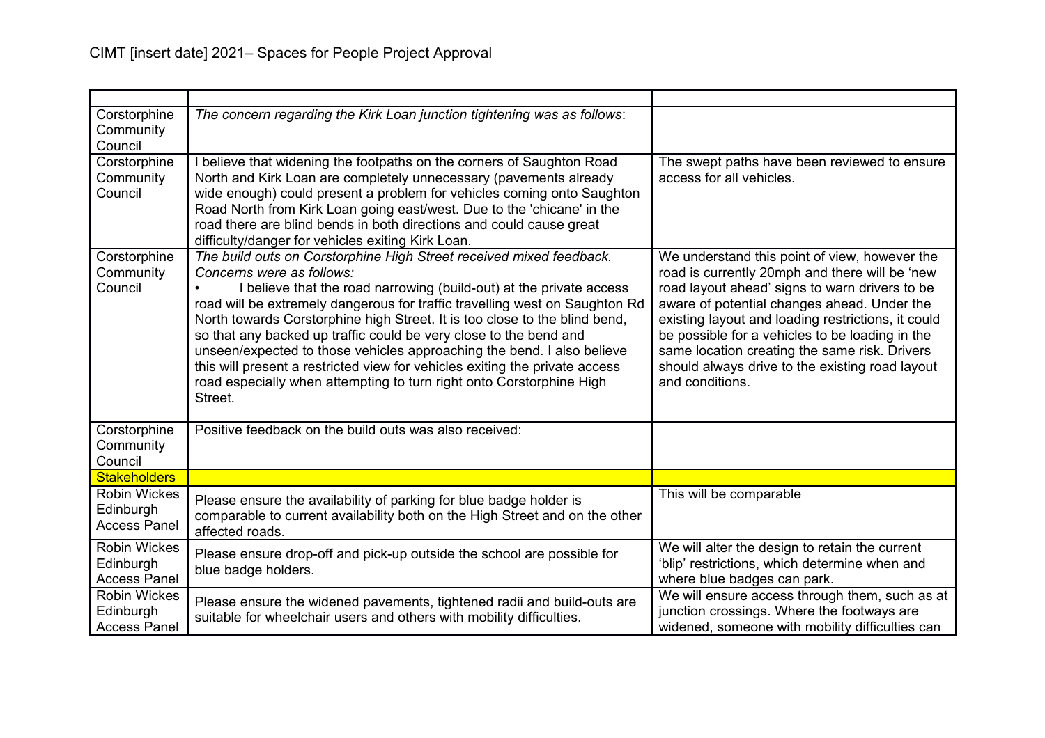| | | |
|---|---|---|
| Corstorphine Community Council | *The concern regarding the Kirk Loan junction tightening was as follows*: | |
| Corstorphine Community Council | I believe that widening the footpaths on the corners of Saughton Road North and Kirk Loan are completely unnecessary (pavements already wide enough) could present a problem for vehicles coming onto Saughton Road North from Kirk Loan going east/west. Due to the 'chicane' in the road there are blind bends in both directions and could cause great difficulty/danger for vehicles exiting Kirk Loan. | The swept paths have been reviewed to ensure access for all vehicles. |
| Corstorphine Community Council | *The build outs on Corstorphine High Street received mixed feedback. Concerns were as follows:*<br>• I believe that the road narrowing (build-out) at the private access road will be extremely dangerous for traffic travelling west on Saughton Rd North towards Corstorphine high Street. It is too close to the blind bend, so that any backed up traffic could be very close to the bend and unseen/expected to those vehicles approaching the bend. I also believe this will present a restricted view for vehicles exiting the private access road especially when attempting to turn right onto Corstorphine High Street. | We understand this point of view, however the road is currently 20mph and there will be 'new road layout ahead' signs to warn drivers to be aware of potential changes ahead. Under the existing layout and loading restrictions, it could be possible for a vehicles to be loading in the same location creating the same risk. Drivers should always drive to the existing road layout and conditions. |
| Corstorphine Community Council | Positive feedback on the build outs was also received: | |
| Stakeholders | | |
| Robin Wickes Edinburgh Access Panel | Please ensure the availability of parking for blue badge holder is comparable to current availability both on the High Street and on the other affected roads. | This will be comparable |
| Robin Wickes Edinburgh Access Panel | Please ensure drop-off and pick-up outside the school are possible for blue badge holders. | We will alter the design to retain the current 'blip' restrictions, which determine when and where blue badges can park. |
| Robin Wickes Edinburgh Access Panel | Please ensure the widened pavements, tightened radii and build-outs are suitable for wheelchair users and others with mobility difficulties. | We will ensure access through them, such as at junction crossings. Where the footways are widened, someone with mobility difficulties can |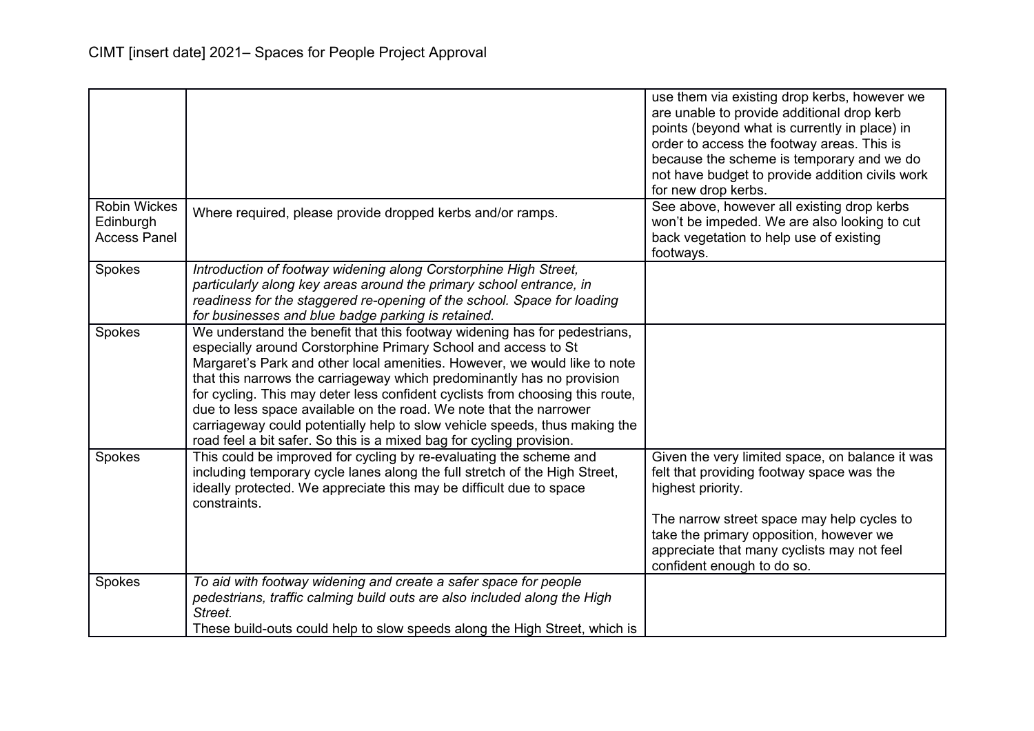| | | |
|---|---|---|
| | | use them via existing drop kerbs, however we are unable to provide additional drop kerb points (beyond what is currently in place) in order to access the footway areas. This is because the scheme is temporary and we do not have budget to provide addition civils work for new drop kerbs. |
| Robin Wickes Edinburgh Access Panel | Where required, please provide dropped kerbs and/or ramps. | See above, however all existing drop kerbs won't be impeded. We are also looking to cut back vegetation to help use of existing footways. |
| Spokes | *Introduction of footway widening along Corstorphine High Street, particularly along key areas around the primary school entrance, in readiness for the staggered re-opening of the school. Space for loading for businesses and blue badge parking is retained.* | |
| Spokes | We understand the benefit that this footway widening has for pedestrians, especially around Corstorphine Primary School and access to St Margaret's Park and other local amenities. However, we would like to note that this narrows the carriageway which predominantly has no provision for cycling. This may deter less confident cyclists from choosing this route, due to less space available on the road. We note that the narrower carriageway could potentially help to slow vehicle speeds, thus making the road feel a bit safer. So this is a mixed bag for cycling provision. | |
| Spokes | This could be improved for cycling by re-evaluating the scheme and including temporary cycle lanes along the full stretch of the High Street, ideally protected. We appreciate this may be difficult due to space constraints. | Given the very limited space, on balance it was felt that providing footway space was the highest priority.<br><br>The narrow street space may help cycles to take the primary opposition, however we appreciate that many cyclists may not feel confident enough to do so. |
| Spokes | *To aid with footway widening and create a safer space for people pedestrians, traffic calming build outs are also included along the High Street.*<br>These build-outs could help to slow speeds along the High Street, which is | |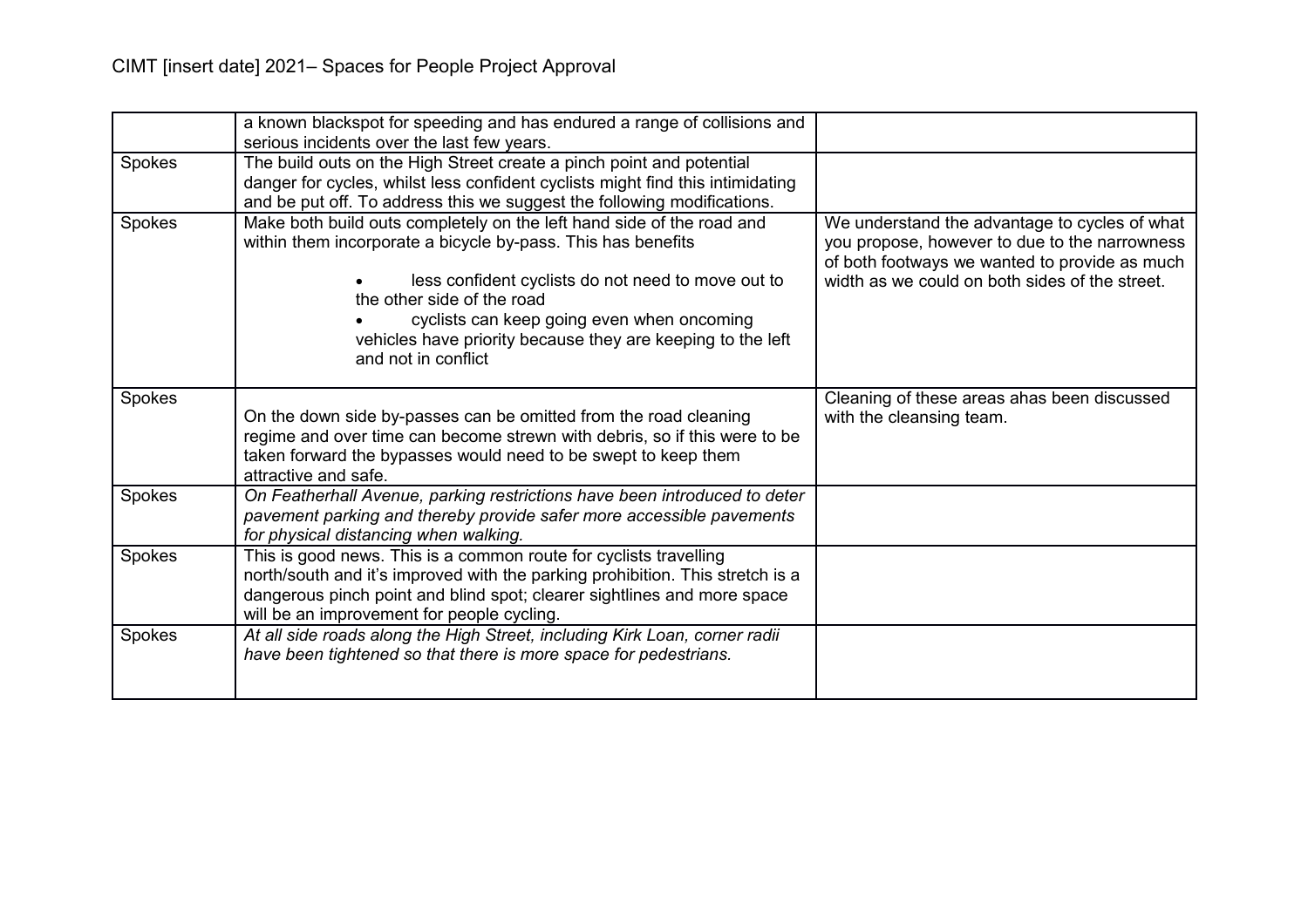| | | |
|---|---|---|
| | a known blackspot for speeding and has endured a range of collisions and serious incidents over the last few years. | |
| Spokes | The build outs on the High Street create a pinch point and potential danger for cycles, whilst less confident cyclists might find this intimidating and be put off. To address this we suggest the following modifications. | |
| Spokes | Make both build outs completely on the left hand side of the road and within them incorporate a bicycle by-pass. This has benefits<br>• less confident cyclists do not need to move out to the other side of the road<br>• cyclists can keep going even when oncoming vehicles have priority because they are keeping to the left and not in conflict | We understand the advantage to cycles of what you propose, however to due to the narrowness of both footways we wanted to provide as much width as we could on both sides of the street. |
| Spokes | On the down side by-passes can be omitted from the road cleaning regime and over time can become strewn with debris, so if this were to be taken forward the bypasses would need to be swept to keep them attractive and safe. | Cleaning of these areas ahas been discussed with the cleansing team. |
| Spokes | *On Featherhall Avenue, parking restrictions have been introduced to deter pavement parking and thereby provide safer more accessible pavements for physical distancing when walking.* | |
| Spokes | This is good news. This is a common route for cyclists travelling north/south and it's improved with the parking prohibition. This stretch is a dangerous pinch point and blind spot; clearer sightlines and more space will be an improvement for people cycling. | |
| Spokes | *At all side roads along the High Street, including Kirk Loan, corner radii have been tightened so that there is more space for pedestrians.* | |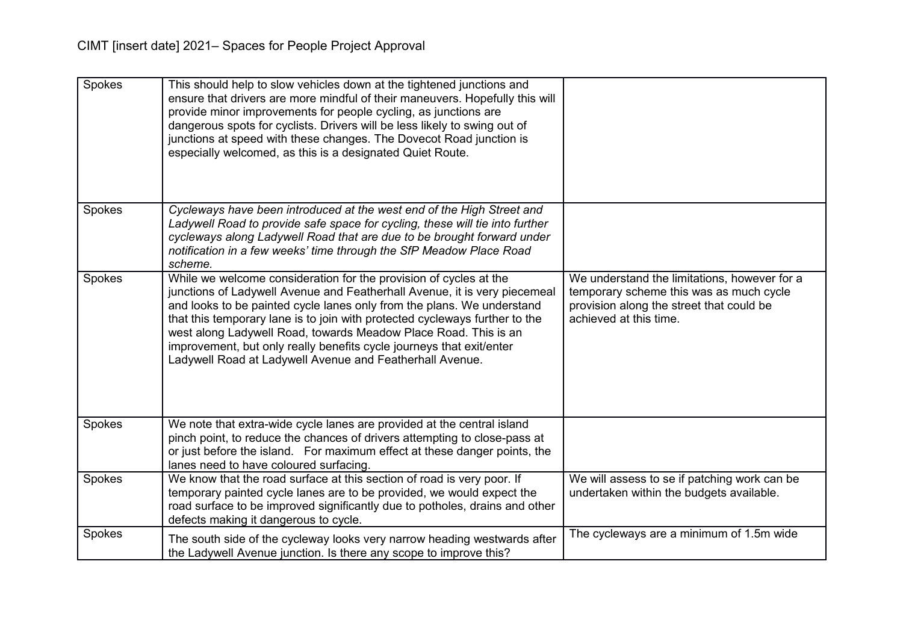| Spokes | This should help to slow vehicles down at the tightened junctions and ensure that drivers are more mindful of their maneuvers. Hopefully this will provide minor improvements for people cycling, as junctions are dangerous spots for cyclists. Drivers will be less likely to swing out of junctions at speed with these changes. The Dovecot Road junction is especially welcomed, as this is a designated Quiet Route. | |
|---|---|---|
| Spokes | *Cycleways have been introduced at the west end of the High Street and Ladywell Road to provide safe space for cycling, these will tie into further cycleways along Ladywell Road that are due to be brought forward under notification in a few weeks' time through the SfP Meadow Place Road scheme.* | |
| Spokes | While we welcome consideration for the provision of cycles at the junctions of Ladywell Avenue and Featherhall Avenue, it is very piecemeal and looks to be painted cycle lanes only from the plans. We understand that this temporary lane is to join with protected cycleways further to the west along Ladywell Road, towards Meadow Place Road. This is an improvement, but only really benefits cycle journeys that exit/enter Ladywell Road at Ladywell Avenue and Featherhall Avenue. | We understand the limitations, however for a temporary scheme this was as much cycle provision along the street that could be achieved at this time. |
| Spokes | We note that extra-wide cycle lanes are provided at the central island pinch point, to reduce the chances of drivers attempting to close-pass at or just before the island. For maximum effect at these danger points, the lanes need to have coloured surfacing. | |
| Spokes | We know that the road surface at this section of road is very poor. If temporary painted cycle lanes are to be provided, we would expect the road surface to be improved significantly due to potholes, drains and other defects making it dangerous to cycle. | We will assess to se if patching work can be undertaken within the budgets available. |
| Spokes | The south side of the cycleway looks very narrow heading westwards after the Ladywell Avenue junction. Is there any scope to improve this? | The cycleways are a minimum of 1.5m wide |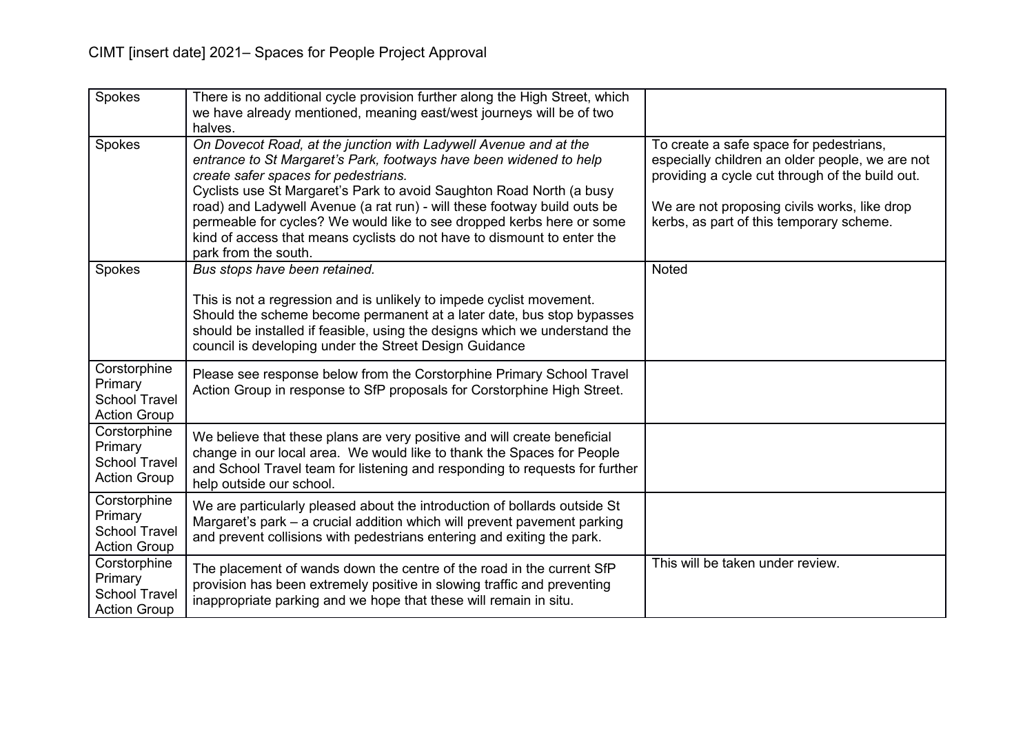| Spokes | There is no additional cycle provision further along the High Street, which we have already mentioned, meaning east/west journeys will be of two halves. | |
|---|---|---|
| Spokes | *On Dovecot Road, at the junction with Ladywell Avenue and at the entrance to St Margaret's Park, footways have been widened to help create safer spaces for pedestrians.*<br>Cyclists use St Margaret's Park to avoid Saughton Road North (a busy road) and Ladywell Avenue (a rat run) - will these footway build outs be permeable for cycles? We would like to see dropped kerbs here or some kind of access that means cyclists do not have to dismount to enter the park from the south. | To create a safe space for pedestrians, especially children an older people, we are not providing a cycle cut through of the build out.<br><br>We are not proposing civils works, like drop kerbs, as part of this temporary scheme. |
| Spokes | *Bus stops have been retained.*<br><br>This is not a regression and is unlikely to impede cyclist movement. Should the scheme become permanent at a later date, bus stop bypasses should be installed if feasible, using the designs which we understand the council is developing under the Street Design Guidance | Noted |
| Corstorphine Primary School Travel Action Group | Please see response below from the Corstorphine Primary School Travel Action Group in response to SfP proposals for Corstorphine High Street. | |
| Corstorphine Primary School Travel Action Group | We believe that these plans are very positive and will create beneficial change in our local area. We would like to thank the Spaces for People and School Travel team for listening and responding to requests for further help outside our school. | |
| Corstorphine Primary School Travel Action Group | We are particularly pleased about the introduction of bollards outside St Margaret's park – a crucial addition which will prevent pavement parking and prevent collisions with pedestrians entering and exiting the park. | |
| Corstorphine Primary School Travel Action Group | The placement of wands down the centre of the road in the current SfP provision has been extremely positive in slowing traffic and preventing inappropriate parking and we hope that these will remain in situ. | This will be taken under review. |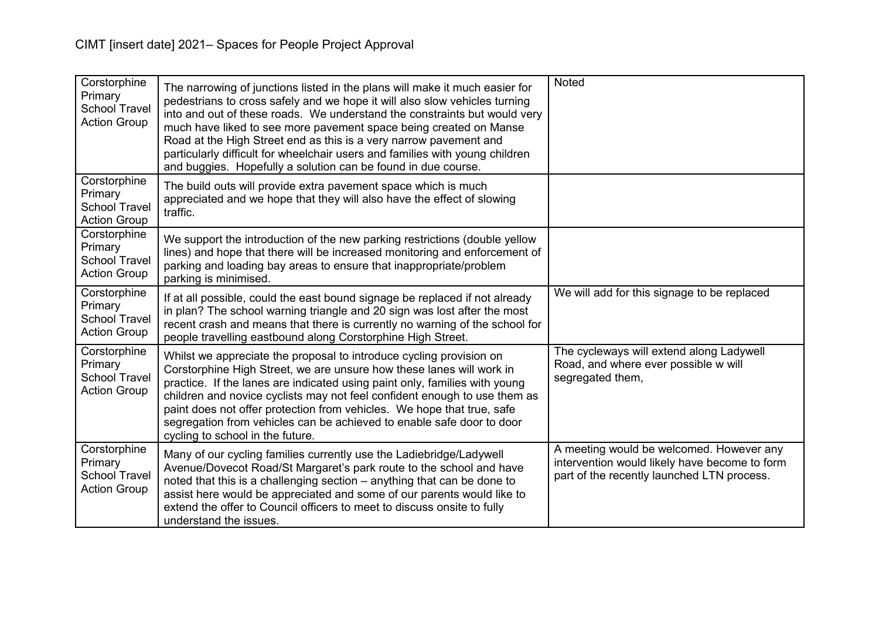| Corstorphine Primary School Travel Action Group | The narrowing of junctions listed in the plans will make it much easier for pedestrians to cross safely and we hope it will also slow vehicles turning into and out of these roads. We understand the constraints but would very much have liked to see more pavement space being created on Manse Road at the High Street end as this is a very narrow pavement and particularly difficult for wheelchair users and families with young children and buggies. Hopefully a solution can be found in due course. | Noted |
|---|---|---|
| Corstorphine Primary School Travel Action Group | The build outs will provide extra pavement space which is much appreciated and we hope that they will also have the effect of slowing traffic. | |
| Corstorphine Primary School Travel Action Group | We support the introduction of the new parking restrictions (double yellow lines) and hope that there will be increased monitoring and enforcement of parking and loading bay areas to ensure that inappropriate/problem parking is minimised. | |
| Corstorphine Primary School Travel Action Group | If at all possible, could the east bound signage be replaced if not already in plan? The school warning triangle and 20 sign was lost after the most recent crash and means that there is currently no warning of the school for people travelling eastbound along Corstorphine High Street. | We will add for this signage to be replaced |
| Corstorphine Primary School Travel Action Group | Whilst we appreciate the proposal to introduce cycling provision on Corstorphine High Street, we are unsure how these lanes will work in practice. If the lanes are indicated using paint only, families with young children and novice cyclists may not feel confident enough to use them as paint does not offer protection from vehicles. We hope that true, safe segregation from vehicles can be achieved to enable safe door to door cycling to school in the future. | The cycleways will extend along Ladywell Road, and where ever possible w will segregated them, |
| Corstorphine Primary School Travel Action Group | Many of our cycling families currently use the Ladiebridge/Ladywell Avenue/Dovecot Road/St Margaret's park route to the school and have noted that this is a challenging section – anything that can be done to assist here would be appreciated and some of our parents would like to extend the offer to Council officers to meet to discuss onsite to fully understand the issues. | A meeting would be welcomed. However any intervention would likely have become to form part of the recently launched LTN process. |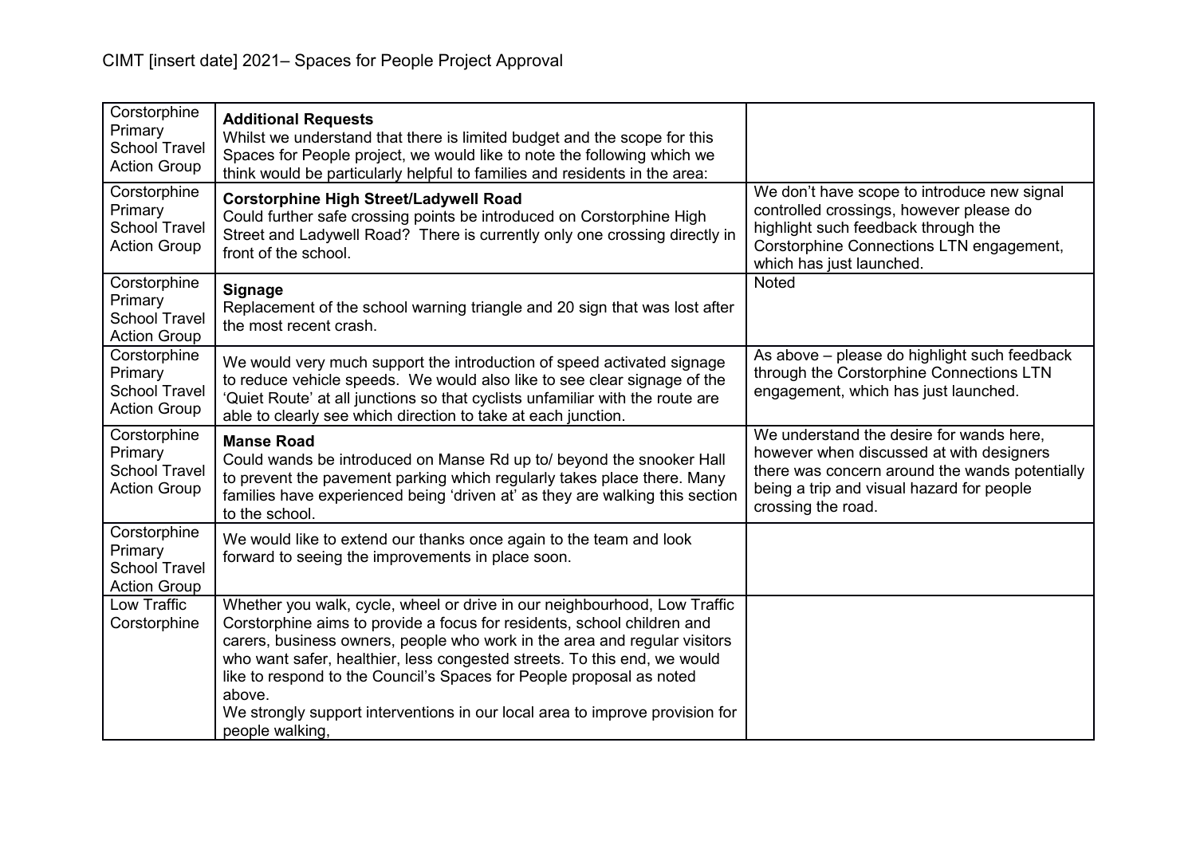CIMT [insert date] 2021– Spaces for People Project Approval

| | | |
|---|---|---|
| Corstorphine Primary School Travel Action Group | **Additional Requests**<br>Whilst we understand that there is limited budget and the scope for this Spaces for People project, we would like to note the following which we think would be particularly helpful to families and residents in the area: | |
| Corstorphine Primary School Travel Action Group | **Corstorphine High Street/Ladywell Road**<br>Could further safe crossing points be introduced on Corstorphine High Street and Ladywell Road? There is currently only one crossing directly in front of the school. | We don't have scope to introduce new signal controlled crossings, however please do highlight such feedback through the Corstorphine Connections LTN engagement, which has just launched. |
| Corstorphine Primary School Travel Action Group | **Signage**<br>Replacement of the school warning triangle and 20 sign that was lost after the most recent crash. | Noted |
| Corstorphine Primary School Travel Action Group | We would very much support the introduction of speed activated signage to reduce vehicle speeds. We would also like to see clear signage of the 'Quiet Route' at all junctions so that cyclists unfamiliar with the route are able to clearly see which direction to take at each junction. | As above – please do highlight such feedback through the Corstorphine Connections LTN engagement, which has just launched. |
| Corstorphine Primary School Travel Action Group | **Manse Road**<br>Could wands be introduced on Manse Rd up to/ beyond the snooker Hall to prevent the pavement parking which regularly takes place there. Many families have experienced being 'driven at' as they are walking this section to the school. | We understand the desire for wands here, however when discussed at with designers there was concern around the wands potentially being a trip and visual hazard for people crossing the road. |
| Corstorphine Primary School Travel Action Group | We would like to extend our thanks once again to the team and look forward to seeing the improvements in place soon. | |
| Low Traffic Corstorphine | Whether you walk, cycle, wheel or drive in our neighbourhood, Low Traffic Corstorphine aims to provide a focus for residents, school children and carers, business owners, people who work in the area and regular visitors who want safer, healthier, less congested streets. To this end, we would like to respond to the Council's Spaces for People proposal as noted above.<br>We strongly support interventions in our local area to improve provision for people walking, | |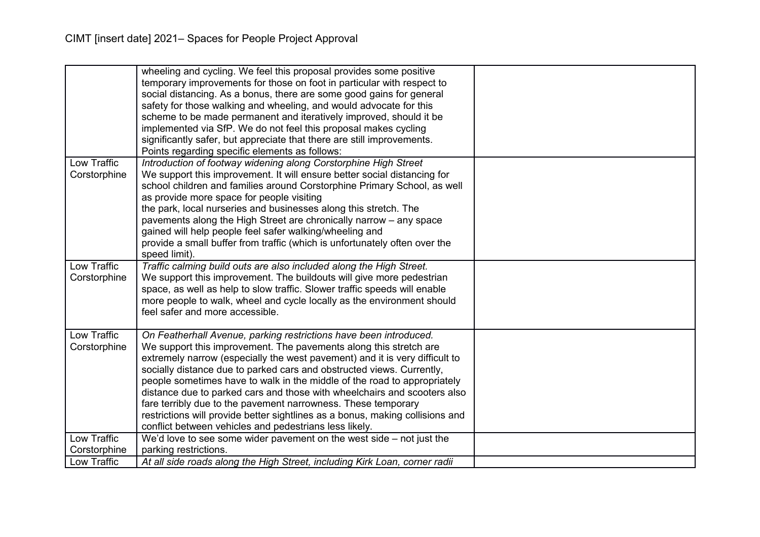| | | |
|---|---|---|
| | wheeling and cycling. We feel this proposal provides some positive temporary improvements for those on foot in particular with respect to social distancing. As a bonus, there are some good gains for general safety for those walking and wheeling, and would advocate for this scheme to be made permanent and iteratively improved, should it be implemented via SfP. We do not feel this proposal makes cycling significantly safer, but appreciate that there are still improvements. Points regarding specific elements as follows: | |
| Low Traffic Corstorphine | *Introduction of footway widening along Corstorphine High Street* We support this improvement. It will ensure better social distancing for school children and families around Corstorphine Primary School, as well as provide more space for people visiting the park, local nurseries and businesses along this stretch. The pavements along the High Street are chronically narrow – any space gained will help people feel safer walking/wheeling and provide a small buffer from traffic (which is unfortunately often over the speed limit). | |
| Low Traffic Corstorphine | *Traffic calming build outs are also included along the High Street.* We support this improvement. The buildouts will give more pedestrian space, as well as help to slow traffic. Slower traffic speeds will enable more people to walk, wheel and cycle locally as the environment should feel safer and more accessible. | |
| Low Traffic Corstorphine | *On Featherhall Avenue, parking restrictions have been introduced.* We support this improvement. The pavements along this stretch are extremely narrow (especially the west pavement) and it is very difficult to socially distance due to parked cars and obstructed views. Currently, people sometimes have to walk in the middle of the road to appropriately distance due to parked cars and those with wheelchairs and scooters also fare terribly due to the pavement narrowness. These temporary restrictions will provide better sightlines as a bonus, making collisions and conflict between vehicles and pedestrians less likely. | |
| Low Traffic Corstorphine | We'd love to see some wider pavement on the west side – not just the parking restrictions. | |
| Low Traffic | *At all side roads along the High Street, including Kirk Loan, corner radii* | |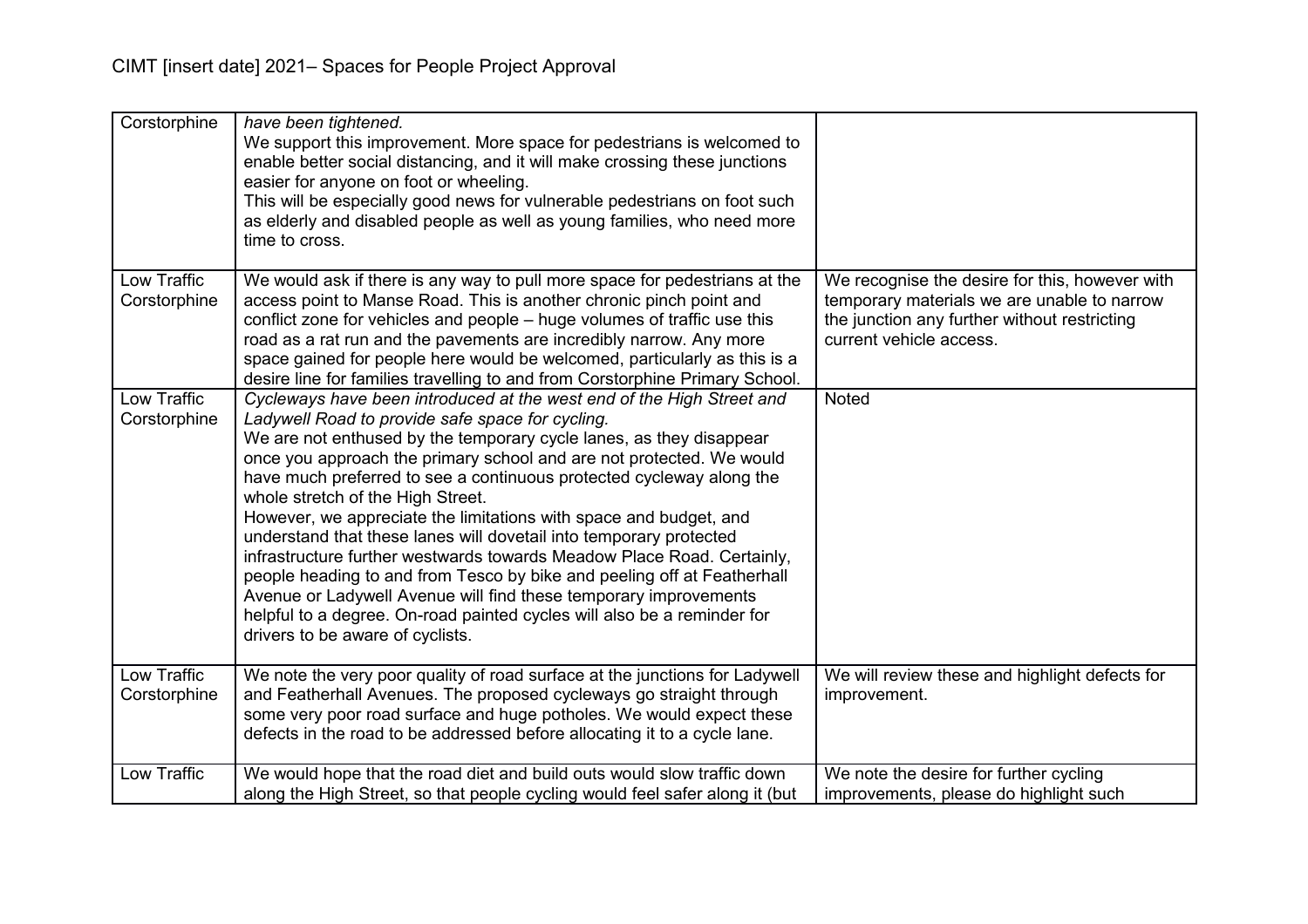| | | |
|---|---|---|
| Corstorphine | *have been tightened.*<br>We support this improvement. More space for pedestrians is welcomed to enable better social distancing, and it will make crossing these junctions easier for anyone on foot or wheeling.<br>This will be especially good news for vulnerable pedestrians on foot such as elderly and disabled people as well as young families, who need more time to cross. | |
| Low Traffic Corstorphine | We would ask if there is any way to pull more space for pedestrians at the access point to Manse Road. This is another chronic pinch point and conflict zone for vehicles and people – huge volumes of traffic use this road as a rat run and the pavements are incredibly narrow. Any more space gained for people here would be welcomed, particularly as this is a desire line for families travelling to and from Corstorphine Primary School. | We recognise the desire for this, however with temporary materials we are unable to narrow the junction any further without restricting current vehicle access. |
| Low Traffic Corstorphine | *Cycleways have been introduced at the west end of the High Street and Ladywell Road to provide safe space for cycling.*<br>We are not enthused by the temporary cycle lanes, as they disappear once you approach the primary school and are not protected. We would have much preferred to see a continuous protected cycleway along the whole stretch of the High Street.<br>However, we appreciate the limitations with space and budget, and understand that these lanes will dovetail into temporary protected infrastructure further westwards towards Meadow Place Road. Certainly, people heading to and from Tesco by bike and peeling off at Featherhall Avenue or Ladywell Avenue will find these temporary improvements helpful to a degree. On-road painted cycles will also be a reminder for drivers to be aware of cyclists. | Noted |
| Low Traffic Corstorphine | We note the very poor quality of road surface at the junctions for Ladywell and Featherhall Avenues. The proposed cycleways go straight through some very poor road surface and huge potholes. We would expect these defects in the road to be addressed before allocating it to a cycle lane. | We will review these and highlight defects for improvement. |
| Low Traffic | We would hope that the road diet and build outs would slow traffic down along the High Street, so that people cycling would feel safer along it (but | We note the desire for further cycling improvements, please do highlight such |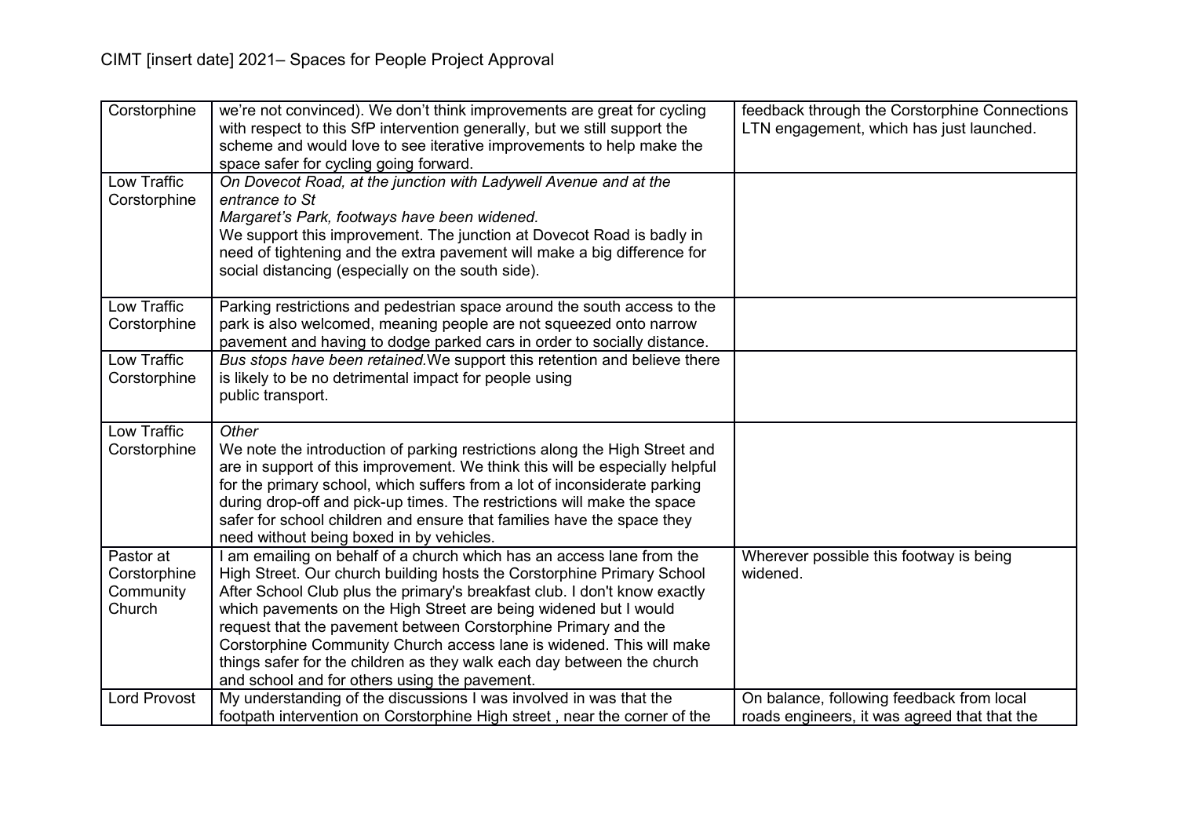| Corstorphine | we're not convinced). We don't think improvements are great for cycling with respect to this SfP intervention generally, but we still support the scheme and would love to see iterative improvements to help make the space safer for cycling going forward. | feedback through the Corstorphine Connections LTN engagement, which has just launched. |
|---|---|---|
| Low Traffic Corstorphine | *On Dovecot Road, at the junction with Ladywell Avenue and at the entrance to St Margaret's Park, footways have been widened.* We support this improvement. The junction at Dovecot Road is badly in need of tightening and the extra pavement will make a big difference for social distancing (especially on the south side). | |
| Low Traffic Corstorphine | Parking restrictions and pedestrian space around the south access to the park is also welcomed, meaning people are not squeezed onto narrow pavement and having to dodge parked cars in order to socially distance. | |
| Low Traffic Corstorphine | *Bus stops have been retained.* We support this retention and believe there is likely to be no detrimental impact for people using public transport. | |
| Low Traffic Corstorphine | *Other* We note the introduction of parking restrictions along the High Street and are in support of this improvement. We think this will be especially helpful for the primary school, which suffers from a lot of inconsiderate parking during drop-off and pick-up times. The restrictions will make the space safer for school children and ensure that families have the space they need without being boxed in by vehicles. | |
| Pastor at Corstorphine Community Church | I am emailing on behalf of a church which has an access lane from the High Street. Our church building hosts the Corstorphine Primary School After School Club plus the primary's breakfast club. I don't know exactly which pavements on the High Street are being widened but I would request that the pavement between Corstorphine Primary and the Corstorphine Community Church access lane is widened. This will make things safer for the children as they walk each day between the church and school and for others using the pavement. | Wherever possible this footway is being widened. |
| Lord Provost | My understanding of the discussions I was involved in was that the footpath intervention on Corstorphine High street , near the corner of the | On balance, following feedback from local roads engineers, it was agreed that that the |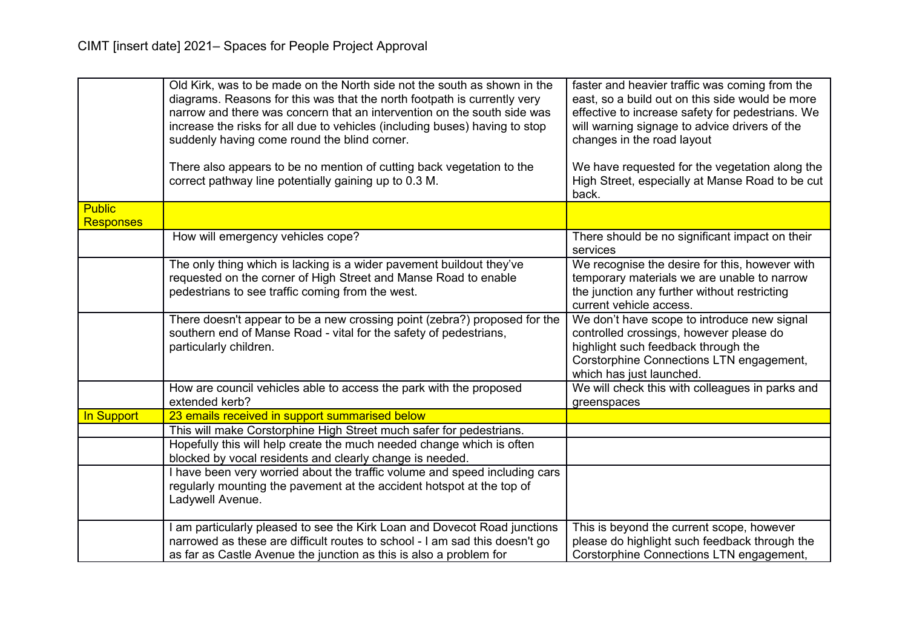| | | |
|---|---|---|
| | Old Kirk, was to be made on the North side not the south as shown in the diagrams. Reasons for this was that the north footpath is currently very narrow and there was concern that an intervention on the south side was increase the risks for all due to vehicles (including buses) having to stop suddenly having come round the blind corner.<br><br>There also appears to be no mention of cutting back vegetation to the correct pathway line potentially gaining up to 0.3 M. | faster and heavier traffic was coming from the east, so a build out on this side would be more effective to increase safety for pedestrians. We will warning signage to advice drivers of the changes in the road layout<br><br>We have requested for the vegetation along the High Street, especially at Manse Road to be cut back. |
| Public Responses | | |
| | How will emergency vehicles cope? | There should be no significant impact on their services |
| | The only thing which is lacking is a wider pavement buildout they've requested on the corner of High Street and Manse Road to enable pedestrians to see traffic coming from the west. | We recognise the desire for this, however with temporary materials we are unable to narrow the junction any further without restricting current vehicle access. |
| | There doesn't appear to be a new crossing point (zebra?) proposed for the southern end of Manse Road - vital for the safety of pedestrians, particularly children. | We don't have scope to introduce new signal controlled crossings, however please do highlight such feedback through the Corstorphine Connections LTN engagement, which has just launched. |
| | How are council vehicles able to access the park with the proposed extended kerb? | We will check this with colleagues in parks and greenspaces |
| In Support | 23 emails received in support summarised below | |
| | This will make Corstorphine High Street much safer for pedestrians. | |
| | Hopefully this will help create the much needed change which is often blocked by vocal residents and clearly change is needed. | |
| | I have been very worried about the traffic volume and speed including cars regularly mounting the pavement at the accident hotspot at the top of Ladywell Avenue. | |
| | I am particularly pleased to see the Kirk Loan and Dovecot Road junctions narrowed as these are difficult routes to school - I am sad this doesn't go as far as Castle Avenue the junction as this is also a problem for | This is beyond the current scope, however please do highlight such feedback through the Corstorphine Connections LTN engagement, |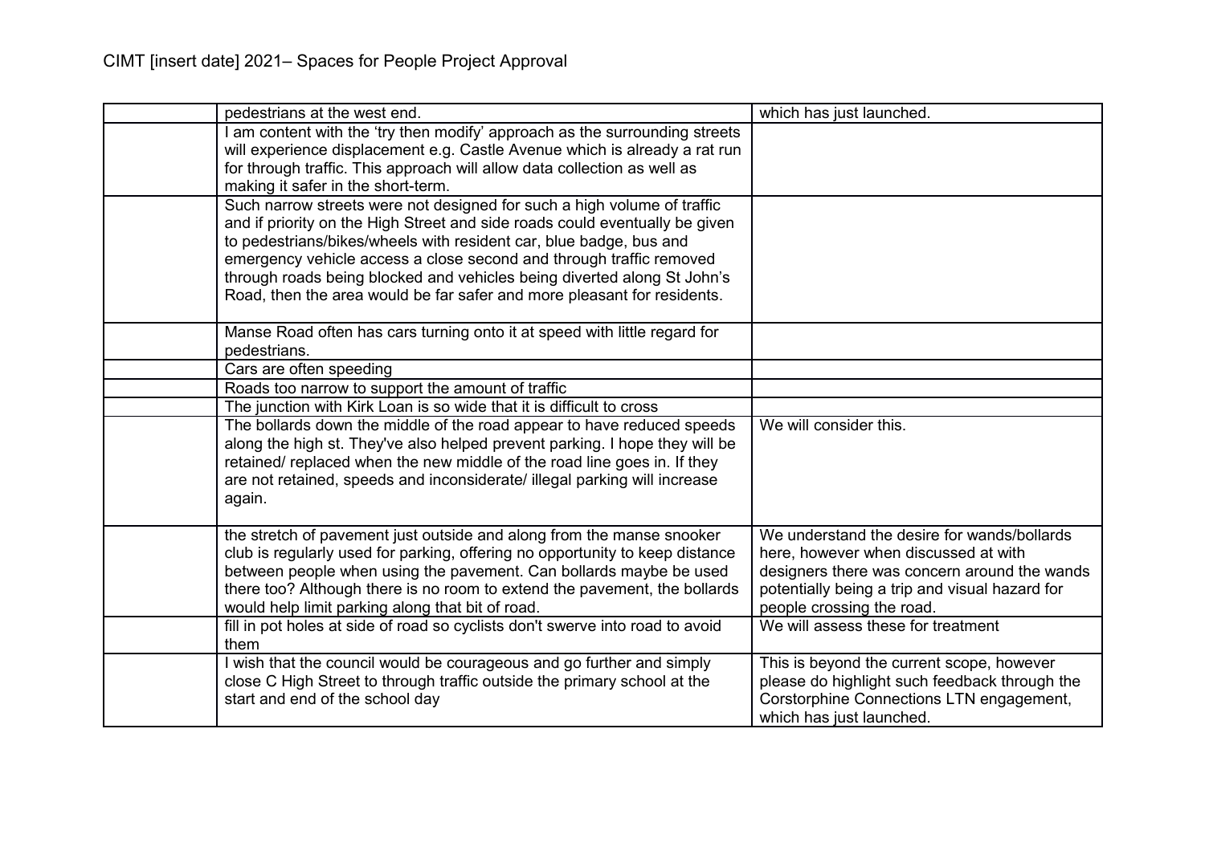| | | |
|---|---|---|
| | pedestrians at the west end. | which has just launched. |
| | I am content with the 'try then modify' approach as the surrounding streets will experience displacement e.g. Castle Avenue which is already a rat run for through traffic. This approach will allow data collection as well as making it safer in the short-term. | |
| | Such narrow streets were not designed for such a high volume of traffic and if priority on the High Street and side roads could eventually be given to pedestrians/bikes/wheels with resident car, blue badge, bus and emergency vehicle access a close second and through traffic removed through roads being blocked and vehicles being diverted along St John's Road, then the area would be far safer and more pleasant for residents. | |
| | Manse Road often has cars turning onto it at speed with little regard for pedestrians. | |
| | Cars are often speeding | |
| | Roads too narrow to support the amount of traffic | |
| | The junction with Kirk Loan is so wide that it is difficult to cross | |
| | The bollards down the middle of the road appear to have reduced speeds along the high st. They've also helped prevent parking. I hope they will be retained/ replaced when the new middle of the road line goes in. If they are not retained, speeds and inconsiderate/ illegal parking will increase again. | We will consider this. |
| | the stretch of pavement just outside and along from the manse snooker club is regularly used for parking, offering no opportunity to keep distance between people when using the pavement. Can bollards maybe be used there too? Although there is no room to extend the pavement, the bollards would help limit parking along that bit of road. | We understand the desire for wands/bollards here, however when discussed at with designers there was concern around the wands potentially being a trip and visual hazard for people crossing the road. |
| | fill in pot holes at side of road so cyclists don't swerve into road to avoid them | We will assess these for treatment |
| | I wish that the council would be courageous and go further and simply close C High Street to through traffic outside the primary school at the start and end of the school day | This is beyond the current scope, however please do highlight such feedback through the Corstorphine Connections LTN engagement, which has just launched. |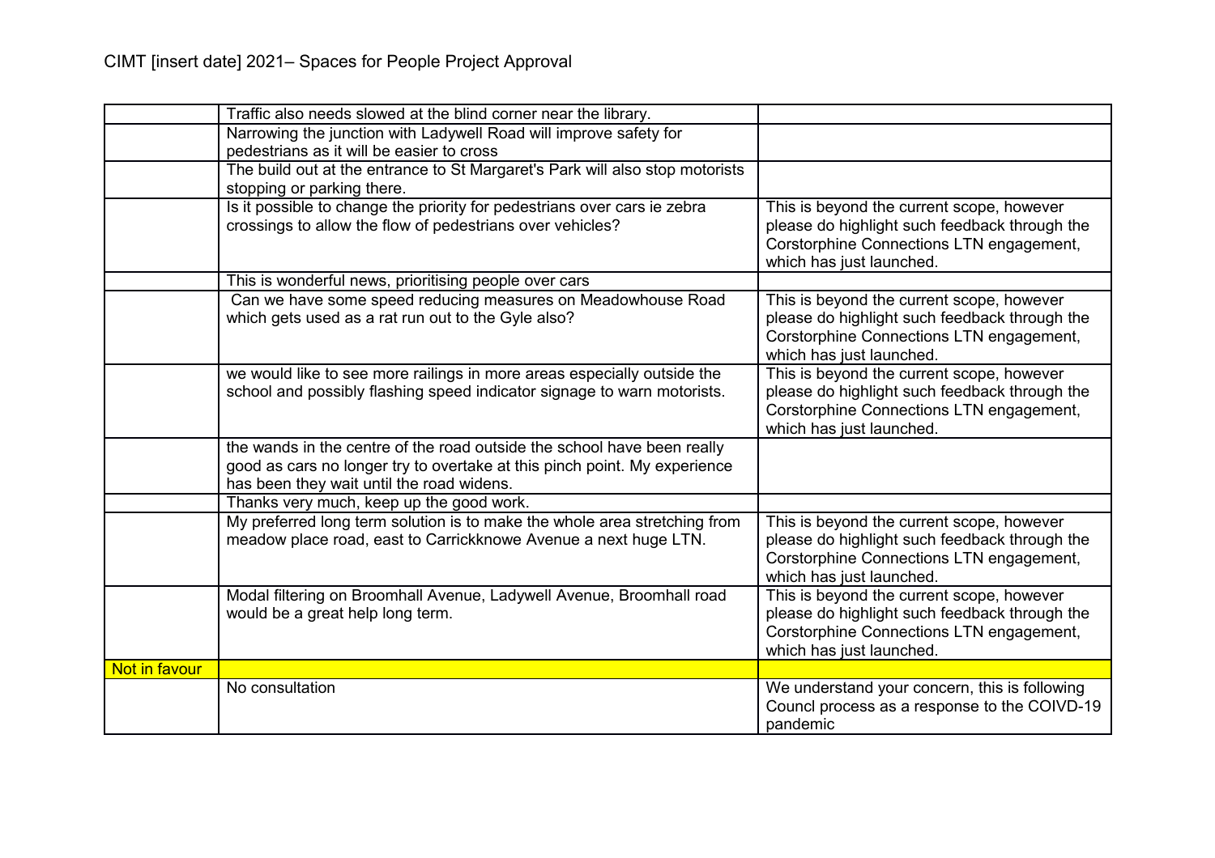| | | |
|---|---|---|
| | Traffic also needs slowed at the blind corner near the library. | |
| | Narrowing the junction with Ladywell Road will improve safety for pedestrians as it will be easier to cross | |
| | The build out at the entrance to St Margaret's Park will also stop motorists stopping or parking there. | |
| | Is it possible to change the priority for pedestrians over cars ie zebra crossings to allow the flow of pedestrians over vehicles? | This is beyond the current scope, however please do highlight such feedback through the Corstorphine Connections LTN engagement, which has just launched. |
| | This is wonderful news, prioritising people over cars | |
| | Can we have some speed reducing measures on Meadowhouse Road which gets used as a rat run out to the Gyle also? | This is beyond the current scope, however please do highlight such feedback through the Corstorphine Connections LTN engagement, which has just launched. |
| | we would like to see more railings in more areas especially outside the school and possibly flashing speed indicator signage to warn motorists. | This is beyond the current scope, however please do highlight such feedback through the Corstorphine Connections LTN engagement, which has just launched. |
| | the wands in the centre of the road outside the school have been really good as cars no longer try to overtake at this pinch point. My experience has been they wait until the road widens. | |
| | Thanks very much, keep up the good work. | |
| | My preferred long term solution is to make the whole area stretching from meadow place road, east to Carrickknowe Avenue a next huge LTN. | This is beyond the current scope, however please do highlight such feedback through the Corstorphine Connections LTN engagement, which has just launched. |
| | Modal filtering on Broomhall Avenue, Ladywell Avenue, Broomhall road would be a great help long term. | This is beyond the current scope, however please do highlight such feedback through the Corstorphine Connections LTN engagement, which has just launched. |
| Not in favour | | |
| | No consultation | We understand your concern, this is following Councl process as a response to the COIVD-19 pandemic |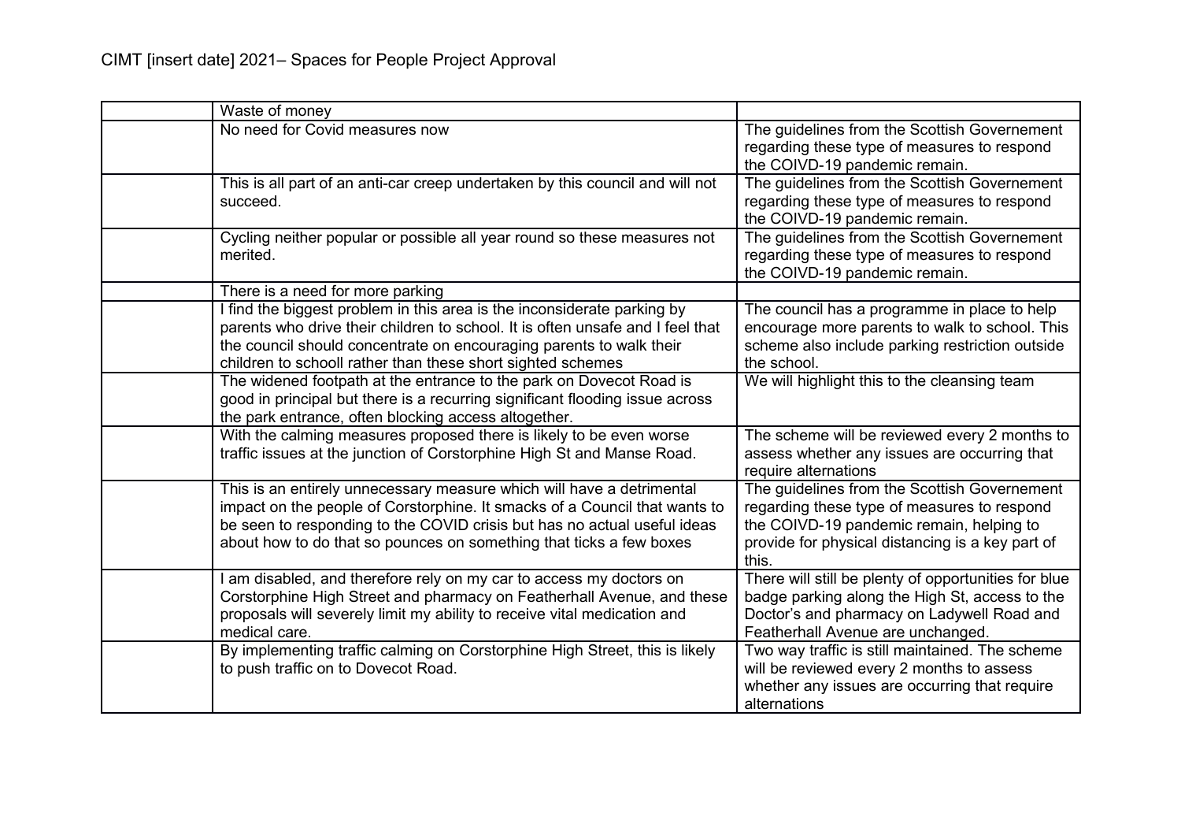CIMT [insert date] 2021– Spaces for People Project Approval

| | | |
|---|---|---|
| | Waste of money | |
| | No need for Covid measures now | The guidelines from the Scottish Governement regarding these type of measures to respond the COIVD-19 pandemic remain. |
| | This is all part of an anti-car creep undertaken by this council and will not succeed. | The guidelines from the Scottish Governement regarding these type of measures to respond the COIVD-19 pandemic remain. |
| | Cycling neither popular or possible all year round so these measures not merited. | The guidelines from the Scottish Governement regarding these type of measures to respond the COIVD-19 pandemic remain. |
| | There is a need for more parking | |
| | I find the biggest problem in this area is the inconsiderate parking by parents who drive their children to school. It is often unsafe and I feel that the council should concentrate on encouraging parents to walk their children to schooll rather than these short sighted schemes | The council has a programme in place to help encourage more parents to walk to school. This scheme also include parking restriction outside the school. |
| | The widened footpath at the entrance to the park on Dovecot Road is good in principal but there is a recurring significant flooding issue across the park entrance, often blocking access altogether. | We will highlight this to the cleansing team |
| | With the calming measures proposed there is likely to be even worse traffic issues at the junction of Corstorphine High St and Manse Road. | The scheme will be reviewed every 2 months to assess whether any issues are occurring that require alternations |
| | This is an entirely unnecessary measure which will have a detrimental impact on the people of Corstorphine. It smacks of a Council that wants to be seen to responding to the COVID crisis but has no actual useful ideas about how to do that so pounces on something that ticks a few boxes | The guidelines from the Scottish Governement regarding these type of measures to respond the COIVD-19 pandemic remain, helping to provide for physical distancing is a key part of this. |
| | I am disabled, and therefore rely on my car to access my doctors on Corstorphine High Street and pharmacy on Featherhall Avenue, and these proposals will severely limit my ability to receive vital medication and medical care. | There will still be plenty of opportunities for blue badge parking along the High St, access to the Doctor's and pharmacy on Ladywell Road and Featherhall Avenue are unchanged. |
| | By implementing traffic calming on Corstorphine High Street, this is likely to push traffic on to Dovecot Road. | Two way traffic is still maintained. The scheme will be reviewed every 2 months to assess whether any issues are occurring that require alternations |